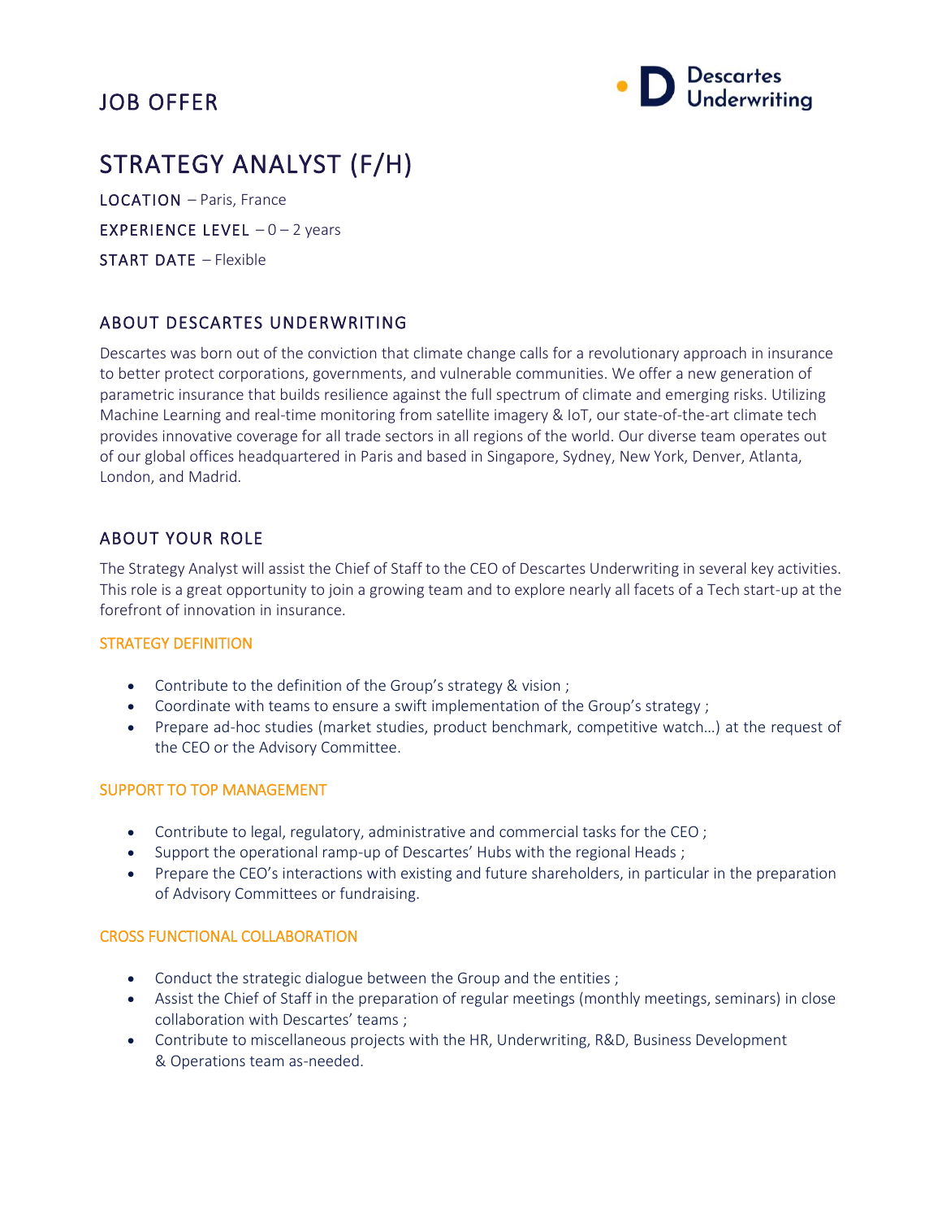# JOB OFFER

Descartes Underwriting

# STRATEGY ANALYST (F/H)

**LOCATION** – Paris, France

**EXPERIENCE LEVEL** – 0 – 2 years

**START DATE** – Flexible

## ABOUT DESCARTES UNDERWRITING

Descartes was born out of the conviction that climate change calls for a revolutionary approach in insurance to better protect corporations, governments, and vulnerable communities. We offer a new generation of parametric insurance that builds resilience against the full spectrum of climate and emerging risks. Utilizing Machine Learning and real-time monitoring from satellite imagery & IoT, our state-of-the-art climate tech provides innovative coverage for all trade sectors in all regions of the world. Our diverse team operates out of our global offices headquartered in Paris and based in Singapore, Sydney, New York, Denver, Atlanta, London, and Madrid.

## ABOUT YOUR ROLE

The Strategy Analyst will assist the Chief of Staff to the CEO of Descartes Underwriting in several key activities. This role is a great opportunity to join a growing team and to explore nearly all facets of a Tech start-up at the forefront of innovation in insurance.

### STRATEGY DEFINITION

- Contribute to the definition of the Group's strategy & vision ;
- Coordinate with teams to ensure a swift implementation of the Group's strategy ;
- Prepare ad-hoc studies (market studies, product benchmark, competitive watch…) at the request of the CEO or the Advisory Committee.

### SUPPORT TO TOP MANAGEMENT

- Contribute to legal, regulatory, administrative and commercial tasks for the CEO ;
- Support the operational ramp-up of Descartes' Hubs with the regional Heads ;
- Prepare the CEO's interactions with existing and future shareholders, in particular in the preparation of Advisory Committees or fundraising.

### CROSS FUNCTIONAL COLLABORATION

- Conduct the strategic dialogue between the Group and the entities ;
- Assist the Chief of Staff in the preparation of regular meetings (monthly meetings, seminars) in close collaboration with Descartes' teams ;
- Contribute to miscellaneous projects with the HR, Underwriting, R&D, Business Development & Operations team as-needed.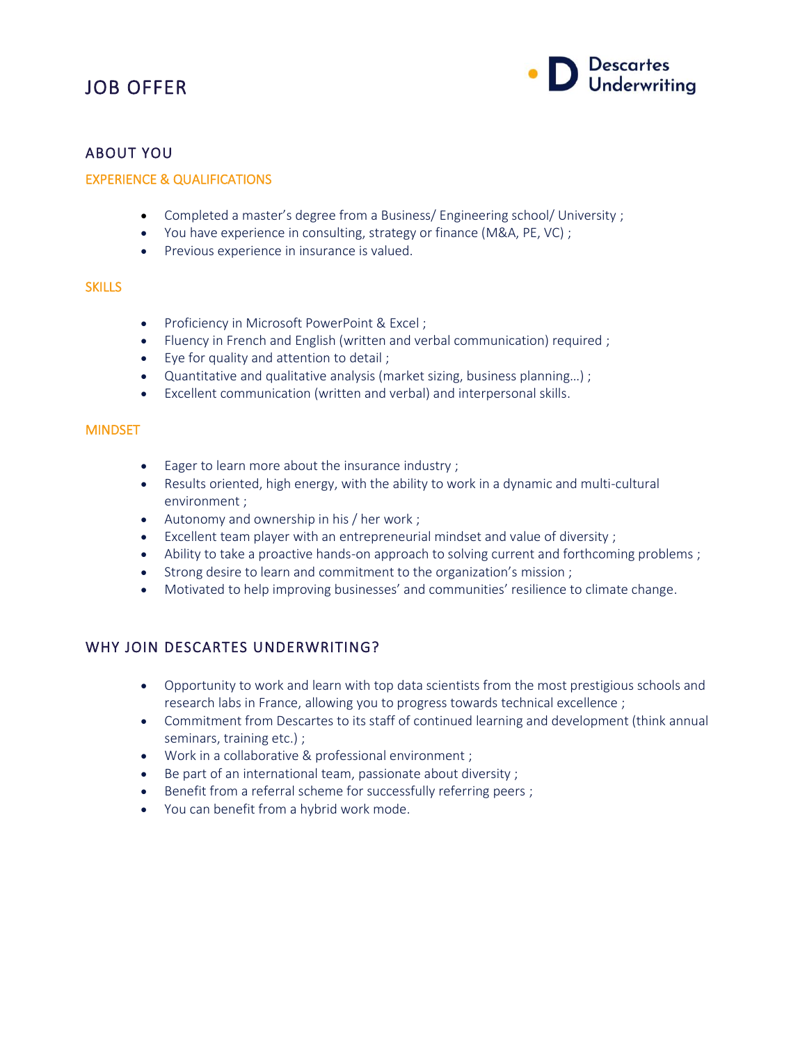# JOB OFFER

Descartes Underwriting

## ABOUT YOU

### EXPERIENCE & QUALIFICATIONS

- Completed a master's degree from a Business/ Engineering school/ University ;
- You have experience in consulting, strategy or finance (M&A, PE, VC) ;
- Previous experience in insurance is valued.

### SKILLS

- Proficiency in Microsoft PowerPoint & Excel ;
- Fluency in French and English (written and verbal communication) required ;
- Eye for quality and attention to detail ;
- Quantitative and qualitative analysis (market sizing, business planning…) ;
- Excellent communication (written and verbal) and interpersonal skills.

### MINDSET

- Eager to learn more about the insurance industry ;
- Results oriented, high energy, with the ability to work in a dynamic and multi-cultural environment ;
- Autonomy and ownership in his / her work ;
- Excellent team player with an entrepreneurial mindset and value of diversity ;
- Ability to take a proactive hands-on approach to solving current and forthcoming problems ;
- Strong desire to learn and commitment to the organization's mission ;
- Motivated to help improving businesses' and communities' resilience to climate change.

## WHY JOIN DESCARTES UNDERWRITING?

- Opportunity to work and learn with top data scientists from the most prestigious schools and research labs in France, allowing you to progress towards technical excellence ;
- Commitment from Descartes to its staff of continued learning and development (think annual seminars, training etc.) ;
- Work in a collaborative & professional environment ;
- Be part of an international team, passionate about diversity ;
- Benefit from a referral scheme for successfully referring peers ;
- You can benefit from a hybrid work mode.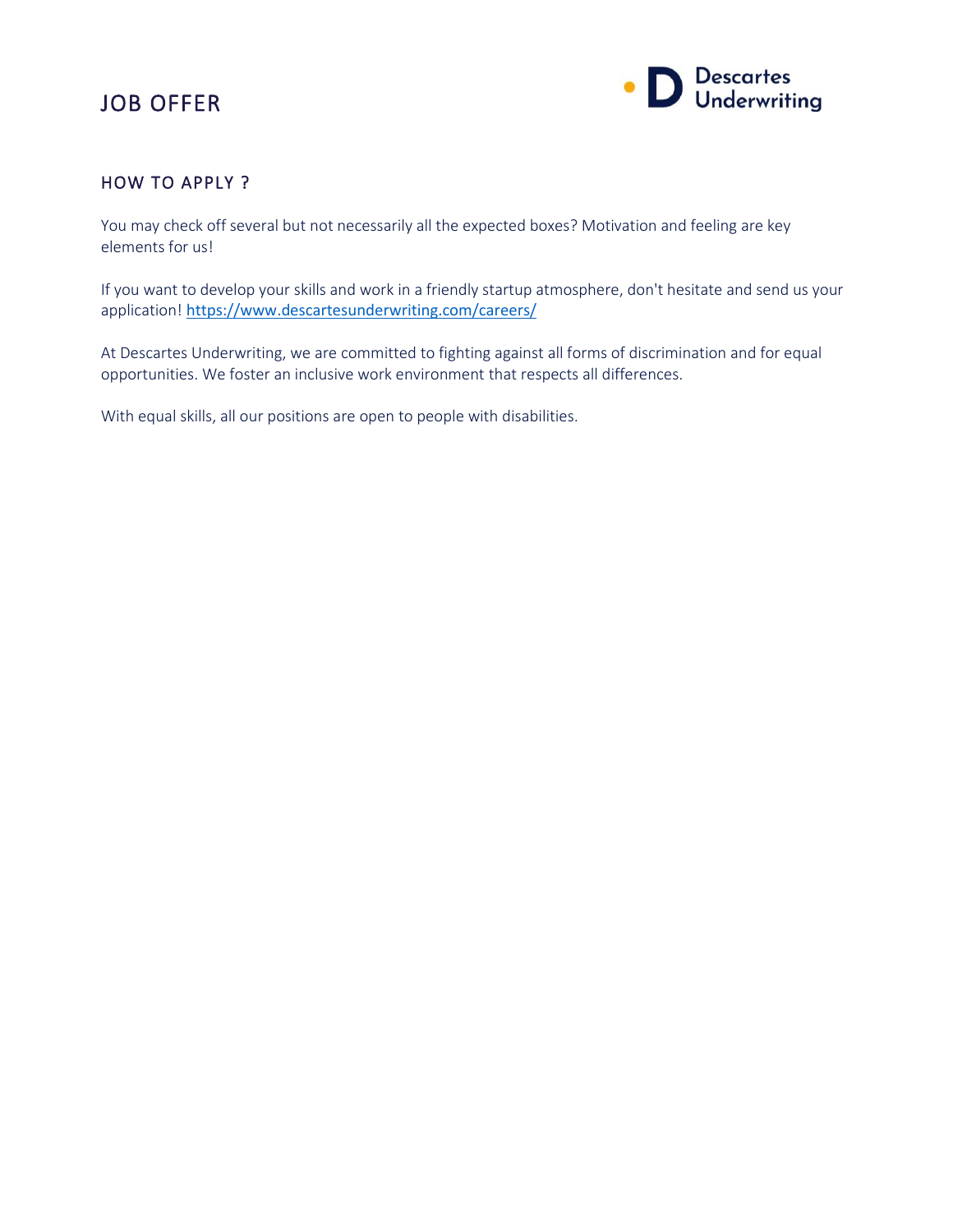## HOW TO APPLY ?

You may check off several but not necessarily all the expected boxes? Motivation and feeling are key elements for us!

If you want to develop your skills and work in a friendly startup atmosphere, don't hesitate and send us your application! https://www.descartesunderwriting.com/careers/

At Descartes Underwriting, we are committed to fighting against all forms of discrimination and for equal opportunities. We foster an inclusive work environment that respects all differences.

With equal skills, all our positions are open to people with disabilities.